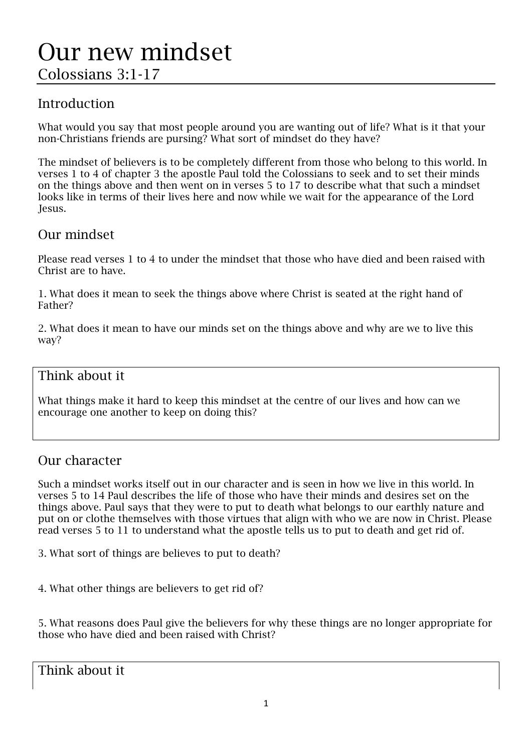# Our new mindset

Colossians 3:1-17

## Introduction

What would you say that most people around you are wanting out of life? What is it that your non-Christians friends are pursing? What sort of mindset do they have?

The mindset of believers is to be completely different from those who belong to this world. In verses 1 to 4 of chapter 3 the apostle Paul told the Colossians to seek and to set their minds on the things above and then went on in verses 5 to 17 to describe what that such a mindset looks like in terms of their lives here and now while we wait for the appearance of the Lord Jesus.

## Our mindset

Please read verses 1 to 4 to under the mindset that those who have died and been raised with Christ are to have.

1. What does it mean to seek the things above where Christ is seated at the right hand of Father?

2. What does it mean to have our minds set on the things above and why are we to live this way?

### Think about it

What things make it hard to keep this mindset at the centre of our lives and how can we encourage one another to keep on doing this?

## Our character

Such a mindset works itself out in our character and is seen in how we live in this world. In verses 5 to 14 Paul describes the life of those who have their minds and desires set on the things above. Paul says that they were to put to death what belongs to our earthly nature and put on or clothe themselves with those virtues that align with who we are now in Christ. Please read verses 5 to 11 to understand what the apostle tells us to put to death and get rid of.

3. What sort of things are believes to put to death?

4. What other things are believers to get rid of?

5. What reasons does Paul give the believers for why these things are no longer appropriate for those who have died and been raised with Christ?

### Think about it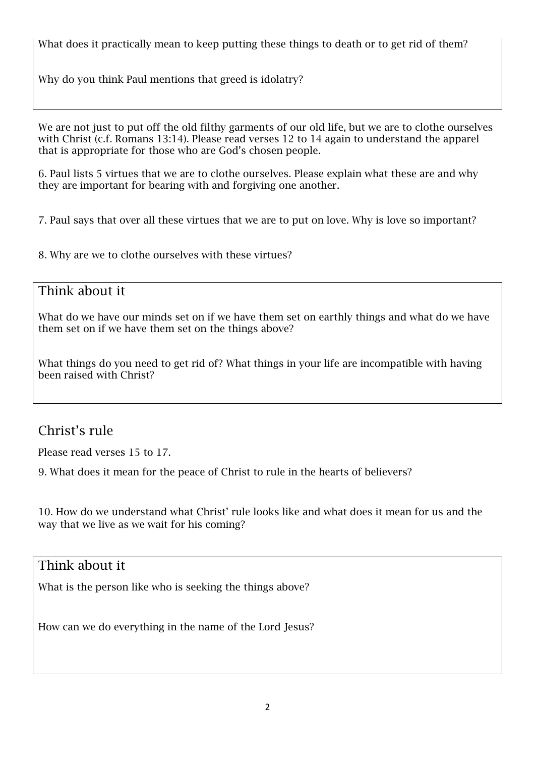What does it practically mean to keep putting these things to death or to get rid of them?

Why do you think Paul mentions that greed is idolatry?

We are not just to put off the old filthy garments of our old life, but we are to clothe ourselves with Christ (c.f. Romans 13:14). Please read verses 12 to 14 again to understand the apparel that is appropriate for those who are God's chosen people.

6. Paul lists 5 virtues that we are to clothe ourselves. Please explain what these are and why they are important for bearing with and forgiving one another.

7. Paul says that over all these virtues that we are to put on love. Why is love so important?

8. Why are we to clothe ourselves with these virtues?

## Think about it

What do we have our minds set on if we have them set on earthly things and what do we have them set on if we have them set on the things above?

What things do you need to get rid of? What things in your life are incompatible with having been raised with Christ?

## Christ's rule

Please read verses 15 to 17.

9. What does it mean for the peace of Christ to rule in the hearts of believers?

10. How do we understand what Christ' rule looks like and what does it mean for us and the way that we live as we wait for his coming?

## Think about it

What is the person like who is seeking the things above?

How can we do everything in the name of the Lord Jesus?